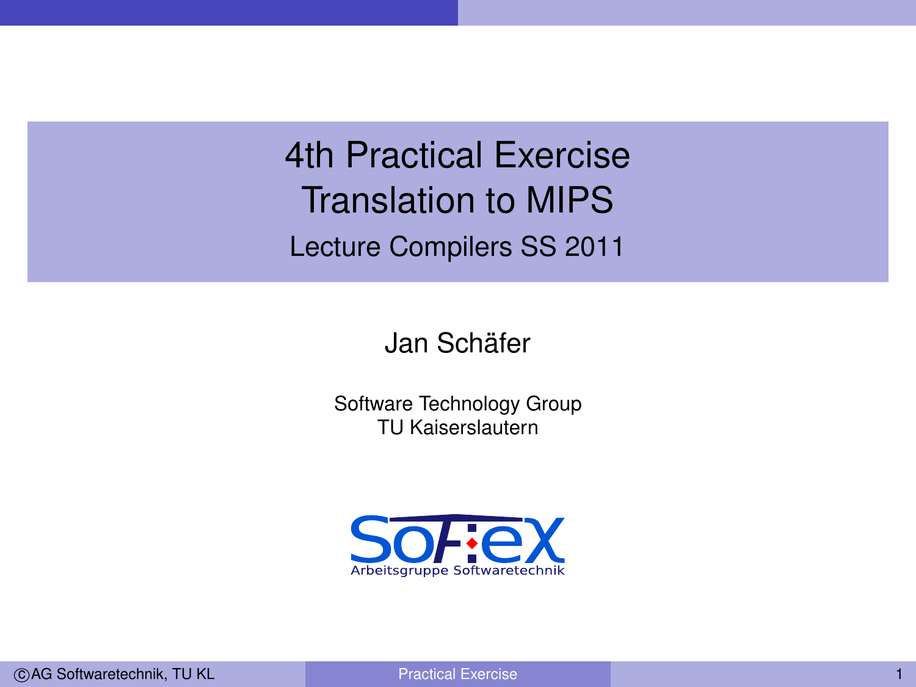# 4th Practical Exercise
# Translation to MIPS

## Lecture Compilers SS 2011

Jan Schäfer

Software Technology Group
TU Kaiserslautern

SOFTEX
Arbeitsgruppe Softwaretechnik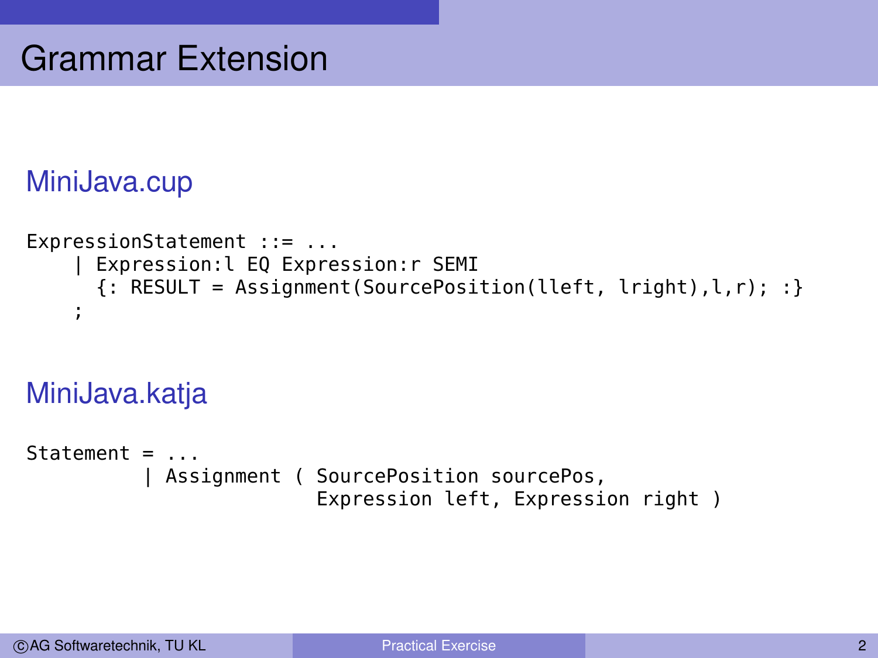# Grammar Extension

## MiniJava.cup

```
ExpressionStatement ::= ...
    | Expression:l EQ Expression:r SEMI
      {: RESULT = Assignment(SourcePosition(lleft, lright),l,r); :}
    ;
```

## MiniJava.katja

```
Statement = ...
          | Assignment ( SourcePosition sourcePos,
                         Expression left, Expression right )
```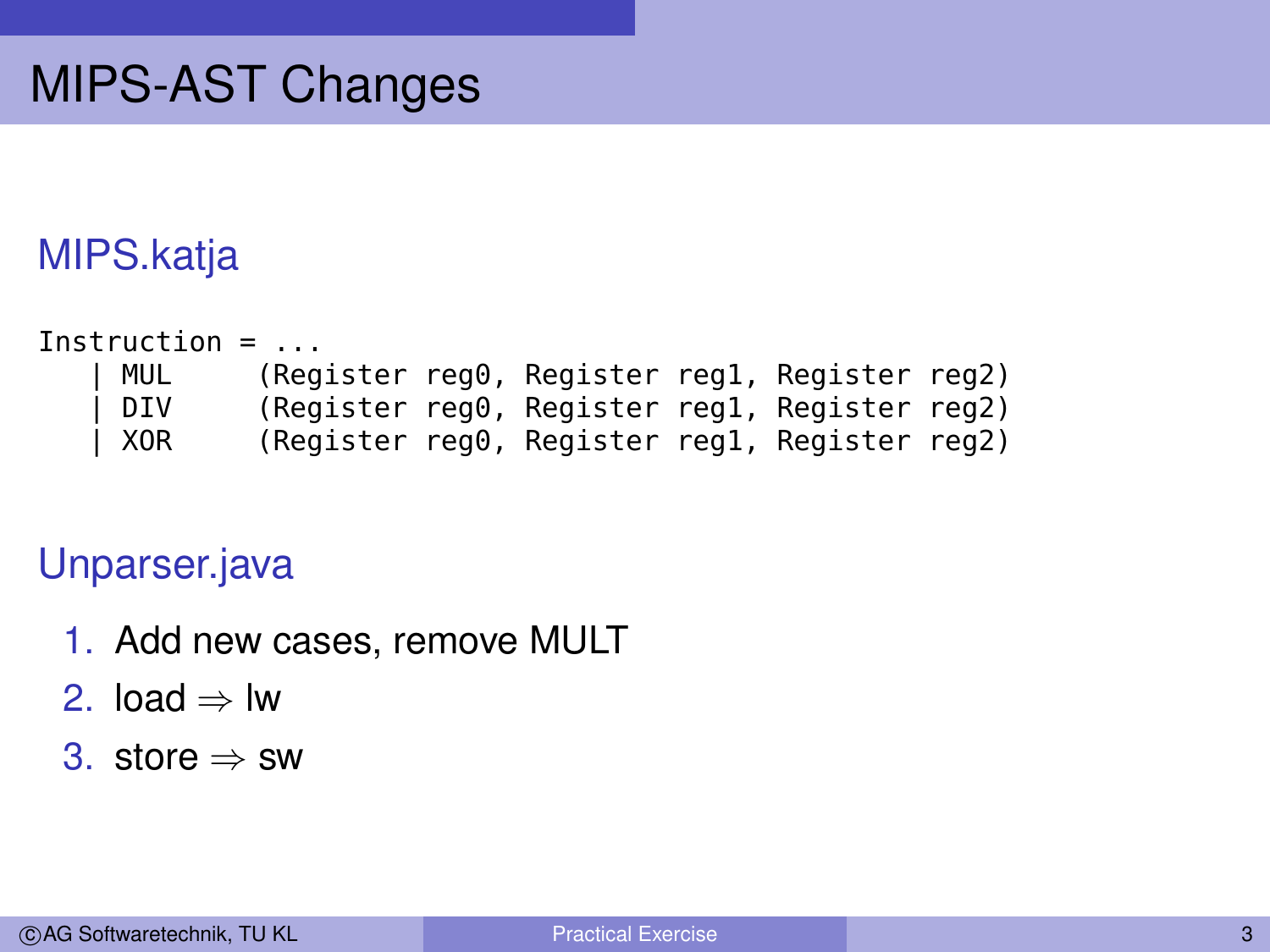# MIPS-AST Changes

## MIPS.katja

```
Instruction = ...
   | MUL     (Register reg0, Register reg1, Register reg2)
   | DIV     (Register reg0, Register reg1, Register reg2)
   | XOR     (Register reg0, Register reg1, Register reg2)
```

## Unparser.java

1. Add new cases, remove MULT
2. load ⇒ lw
3. store ⇒ sw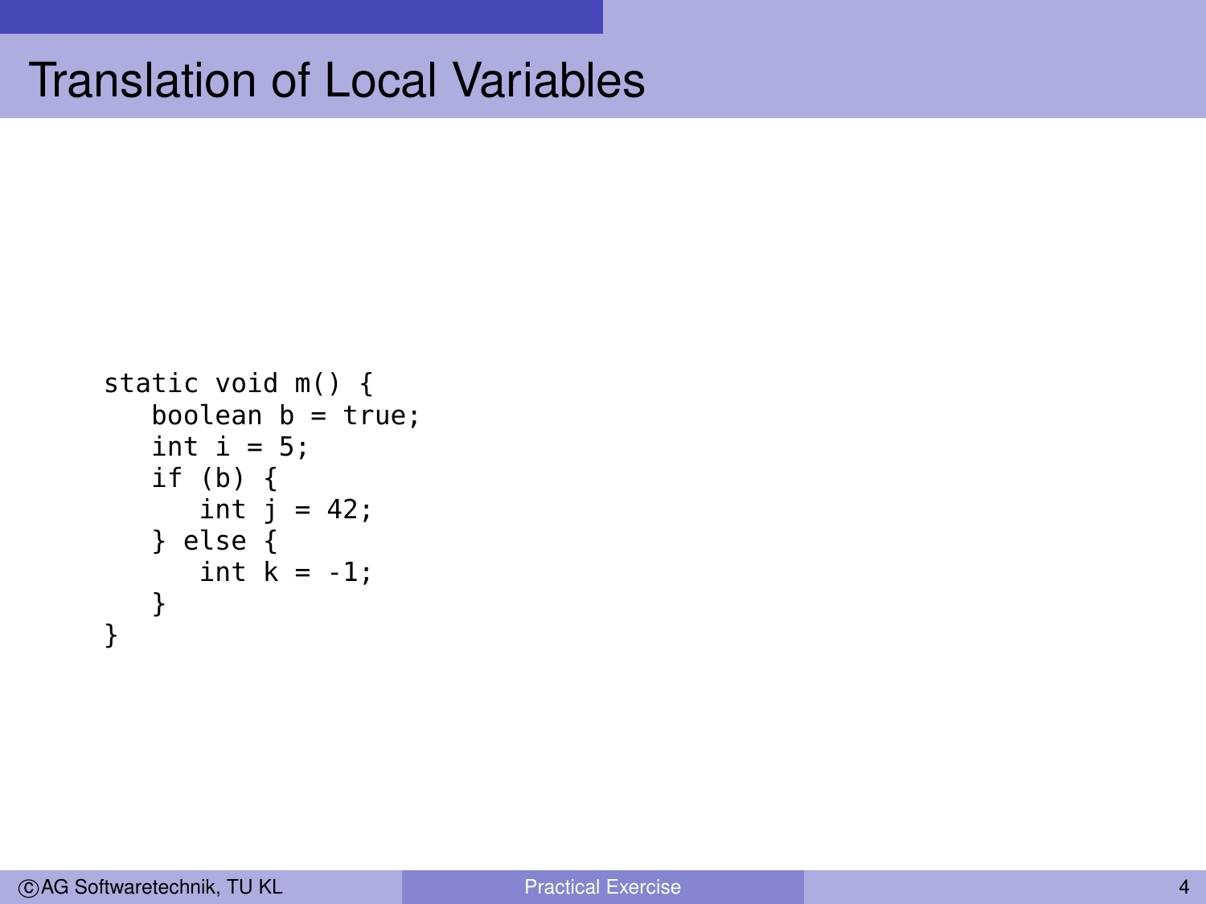# Translation of Local Variables

```
static void m() {
   boolean b = true;
   int i = 5;
   if (b) {
      int j = 42;
   } else {
      int k = -1;
   }
}
```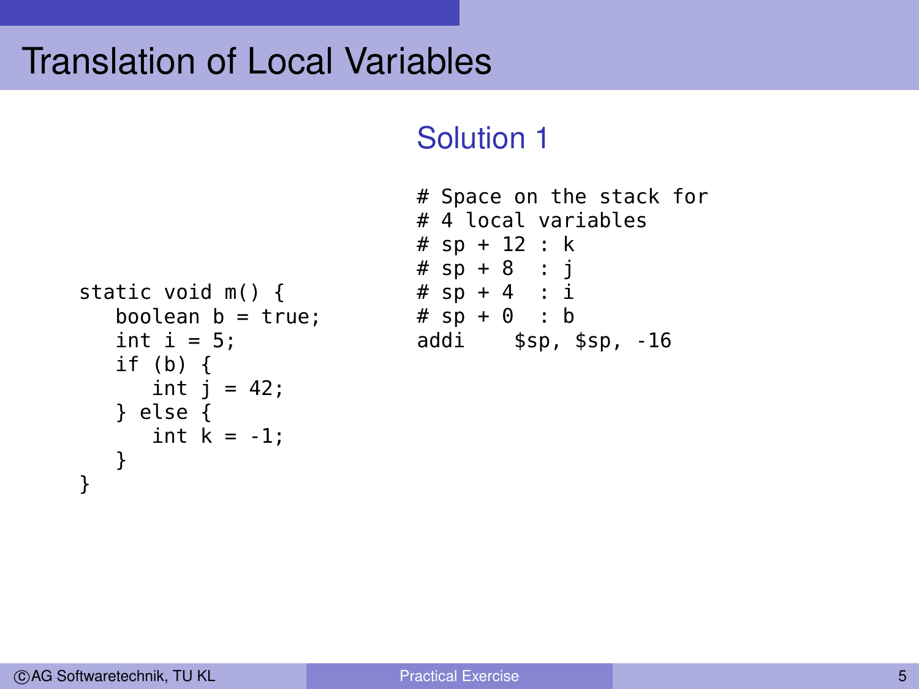# Translation of Local Variables

```
static void m() {
   boolean b = true;
   int i = 5;
   if (b) {
      int j = 42;
   } else {
      int k = -1;
   }
}
```

## Solution 1

```
# Space on the stack for
# 4 local variables
# sp + 12 : k
# sp + 8  : j
# sp + 4  : i
# sp + 0  : b
addi    $sp, $sp, -16
```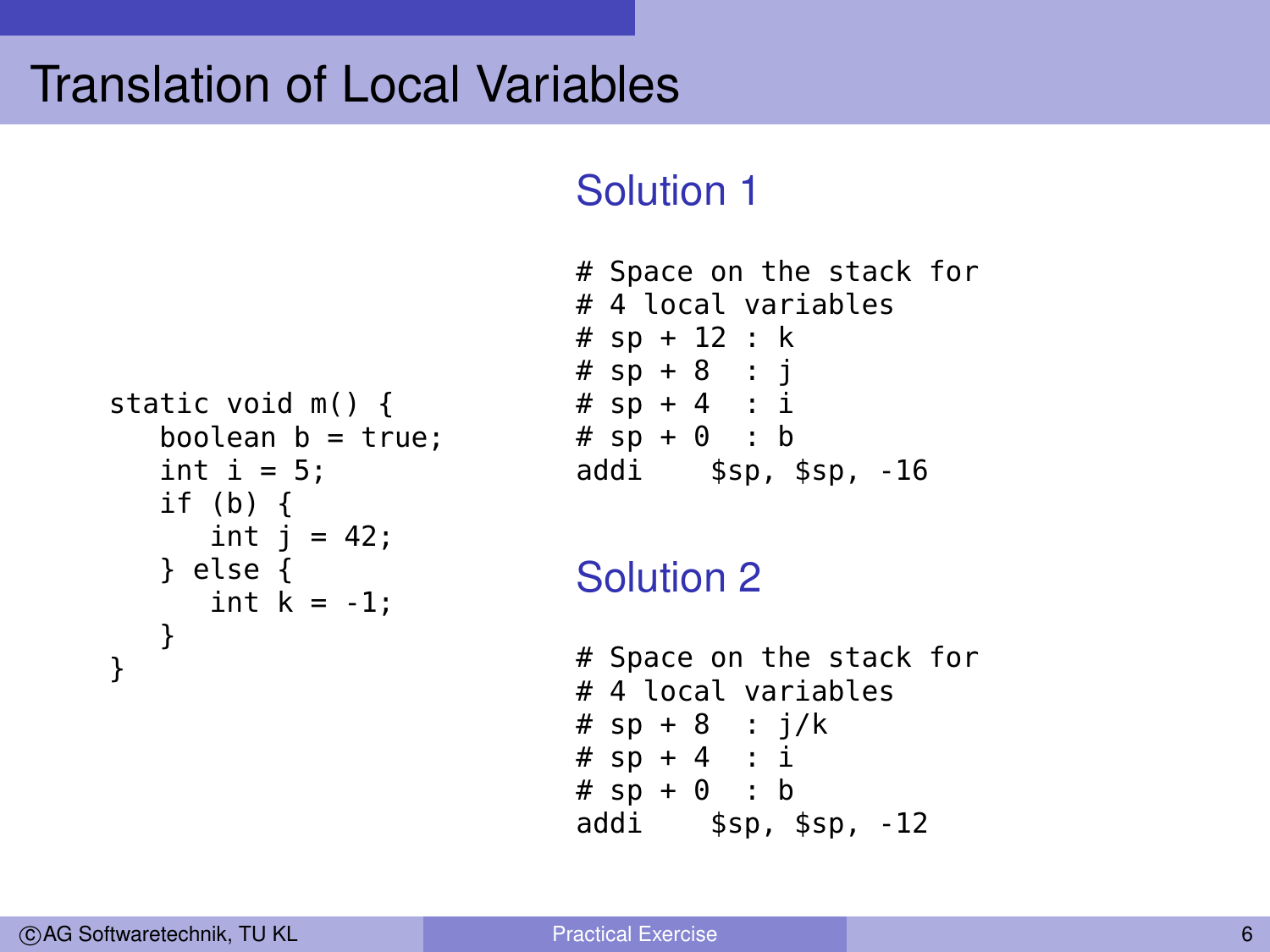# Translation of Local Variables

```
static void m() {
   boolean b = true;
   int i = 5;
   if (b) {
      int j = 42;
   } else {
      int k = -1;
   }
}
```

## Solution 1

```
# Space on the stack for
# 4 local variables
# sp + 12 : k
# sp + 8  : j
# sp + 4  : i
# sp + 0  : b
addi    $sp, $sp, -16
```

## Solution 2

```
# Space on the stack for
# 4 local variables
# sp + 8  : j/k
# sp + 4  : i
# sp + 0  : b
addi    $sp, $sp, -12
```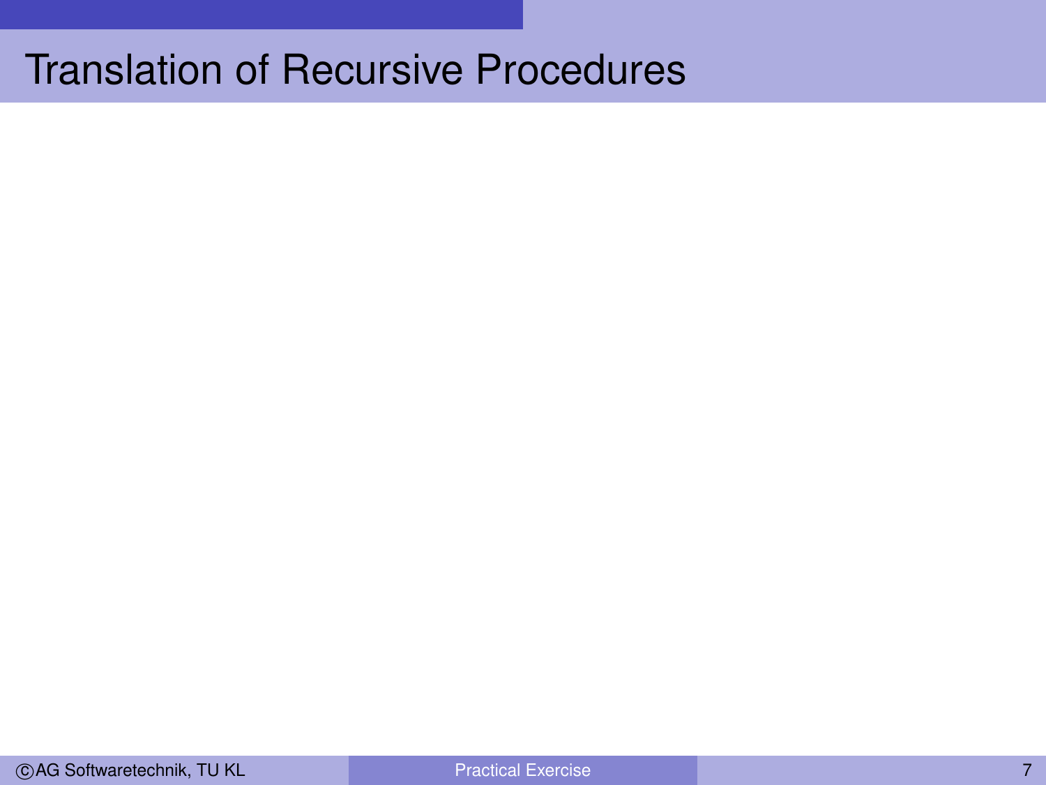# Translation of Recursive Procedures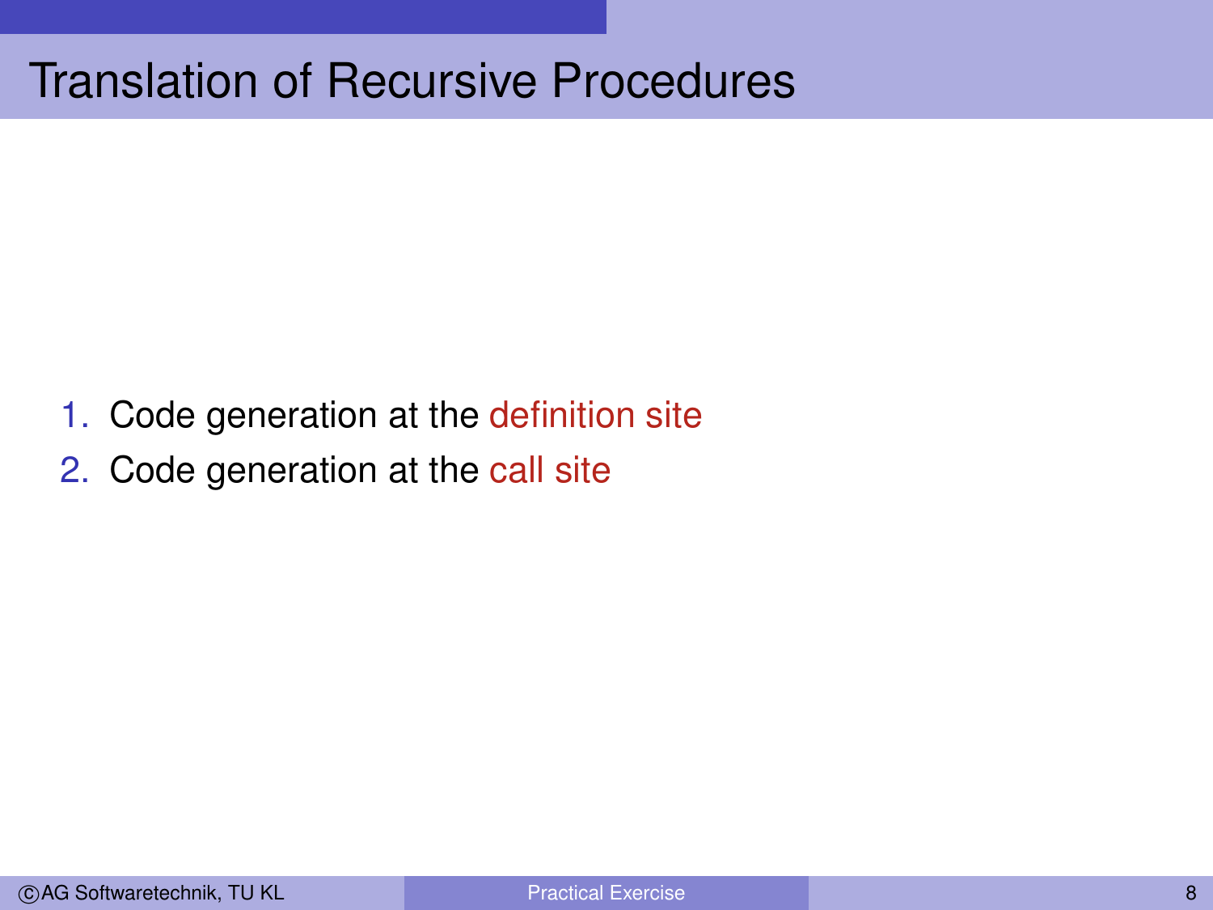# Translation of Recursive Procedures

1. Code generation at the definition site
2. Code generation at the call site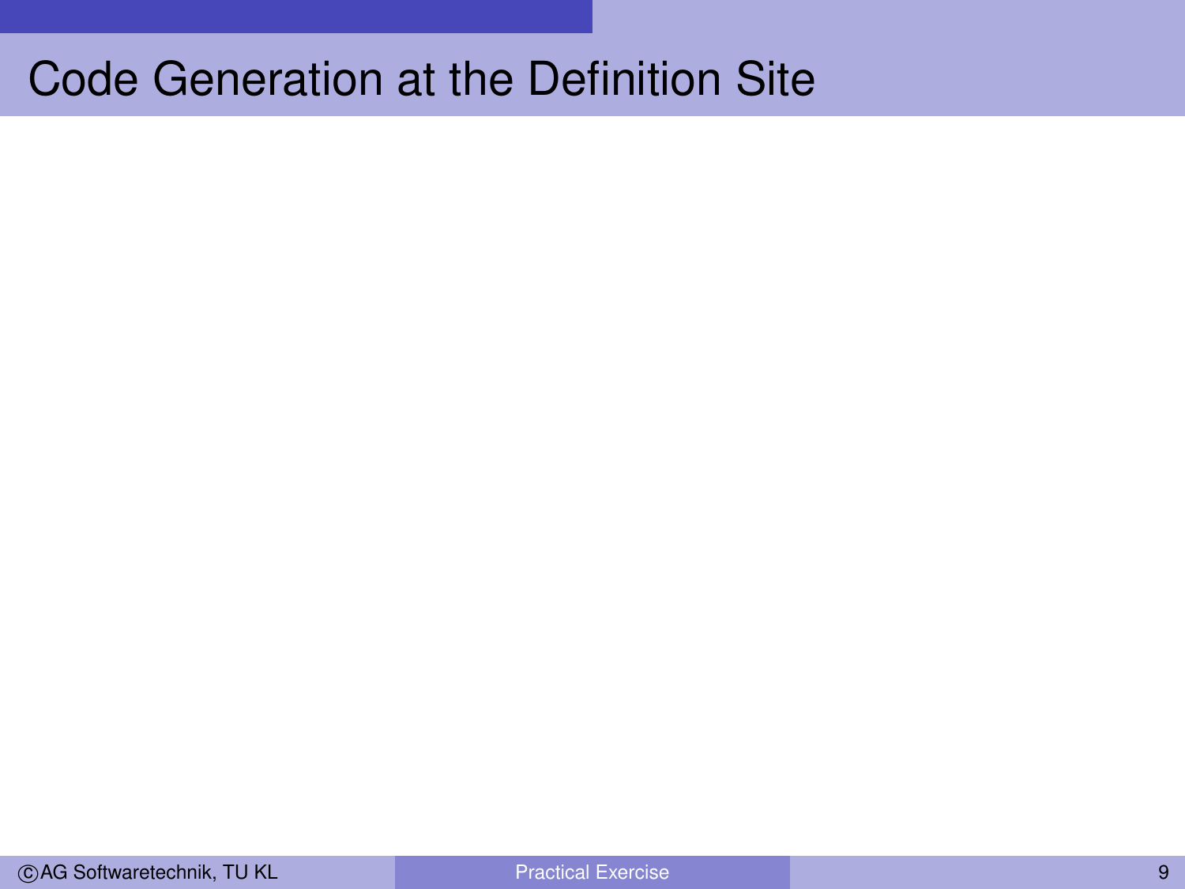# Code Generation at the Definition Site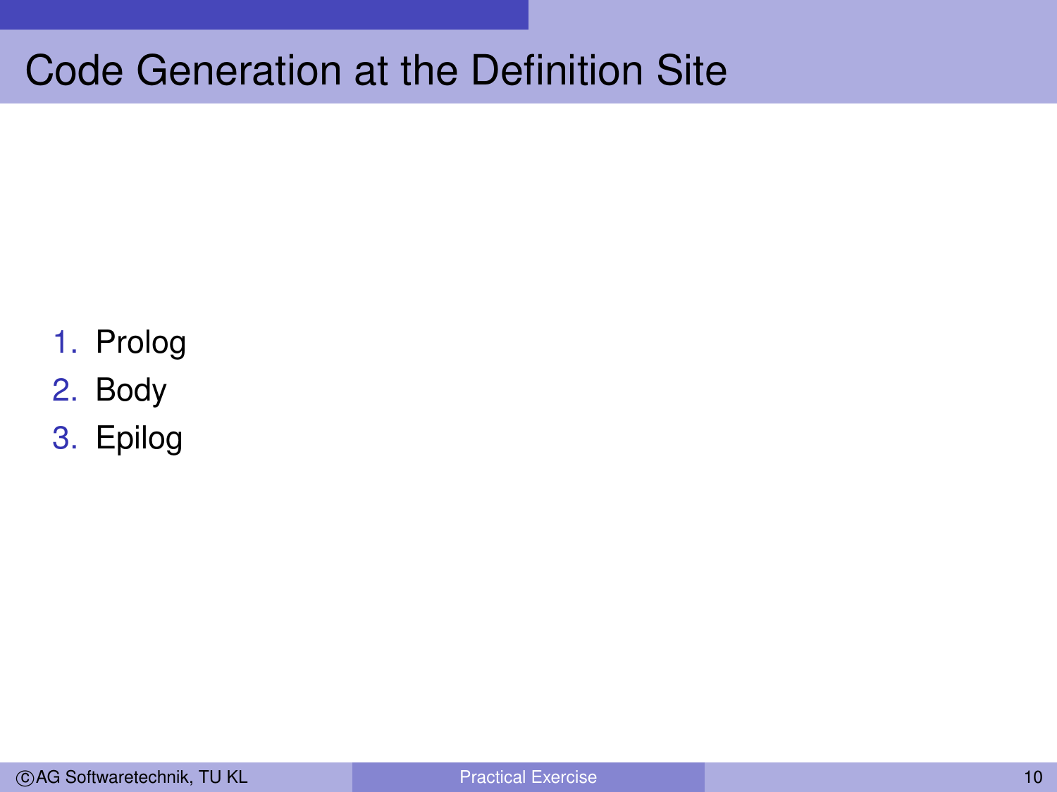# Code Generation at the Definition Site

1. Prolog
2. Body
3. Epilog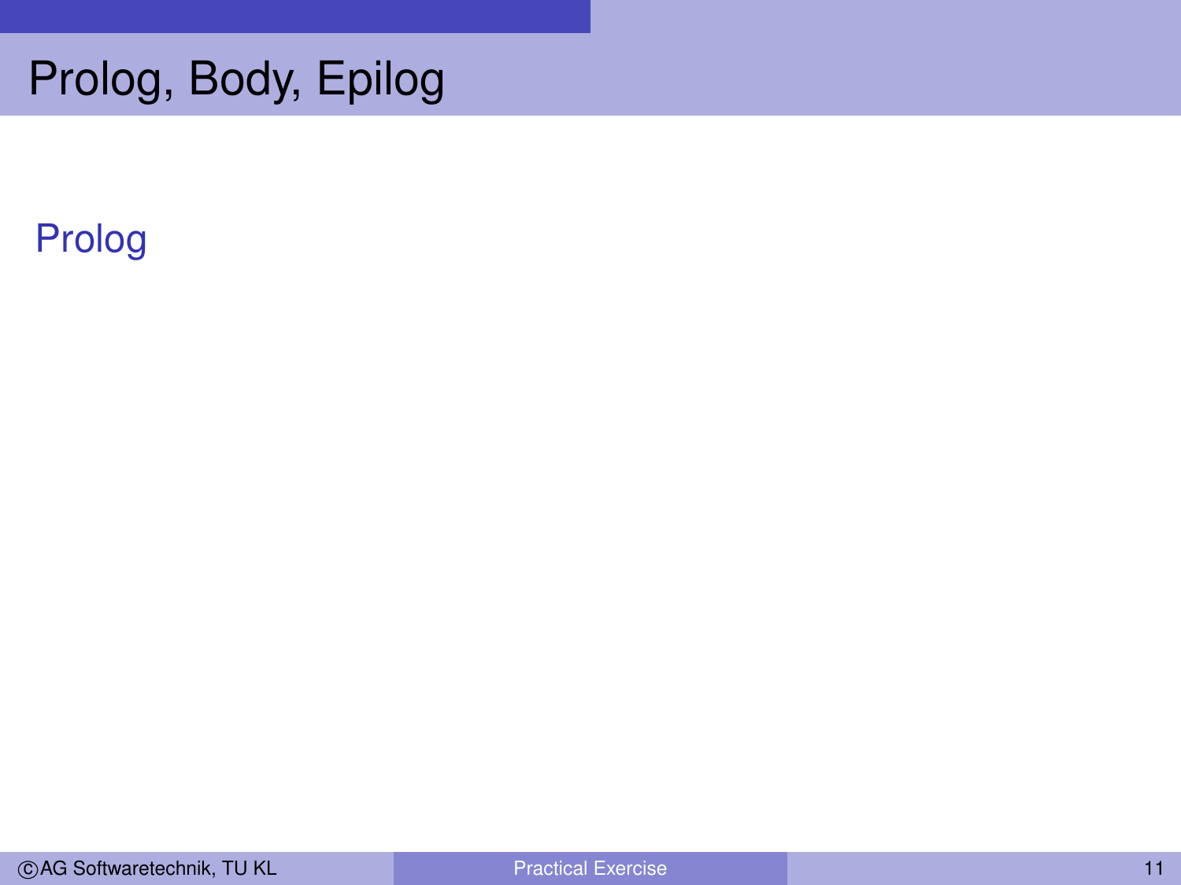# Prolog, Body, Epilog

## Prolog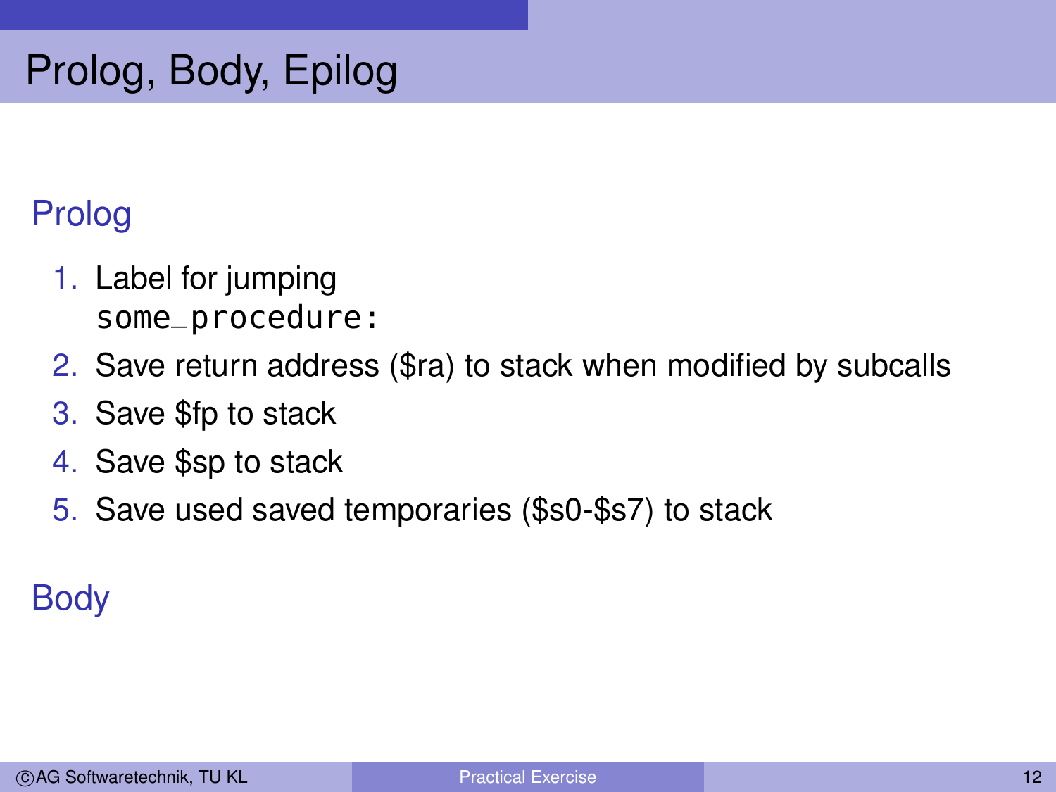# Prolog, Body, Epilog

## Prolog

1. Label for jumping
   `some_procedure:`
2. Save return address ($ra) to stack when modified by subcalls
3. Save $fp to stack
4. Save $sp to stack
5. Save used saved temporaries ($s0-$s7) to stack

## Body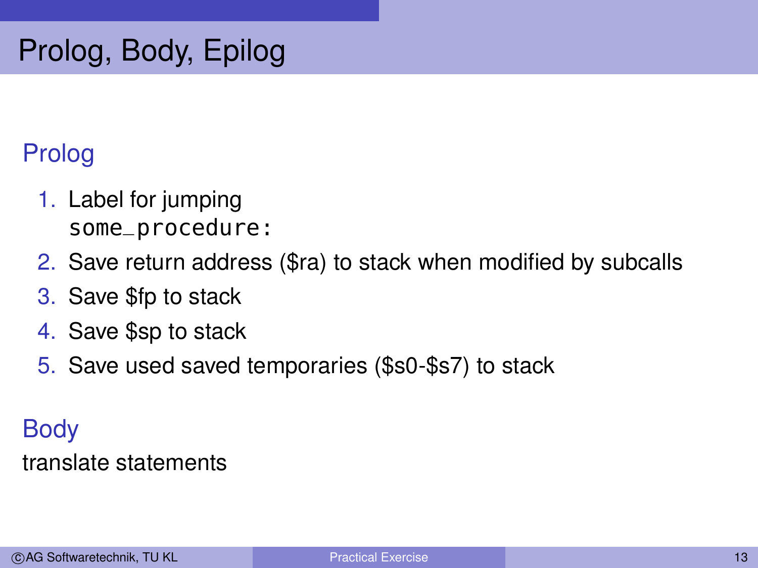# Prolog, Body, Epilog

## Prolog

1. Label for jumping
   `some_procedure:`
2. Save return address ($ra) to stack when modified by subcalls
3. Save $fp to stack
4. Save $sp to stack
5. Save used saved temporaries ($s0-$s7) to stack

## Body

translate statements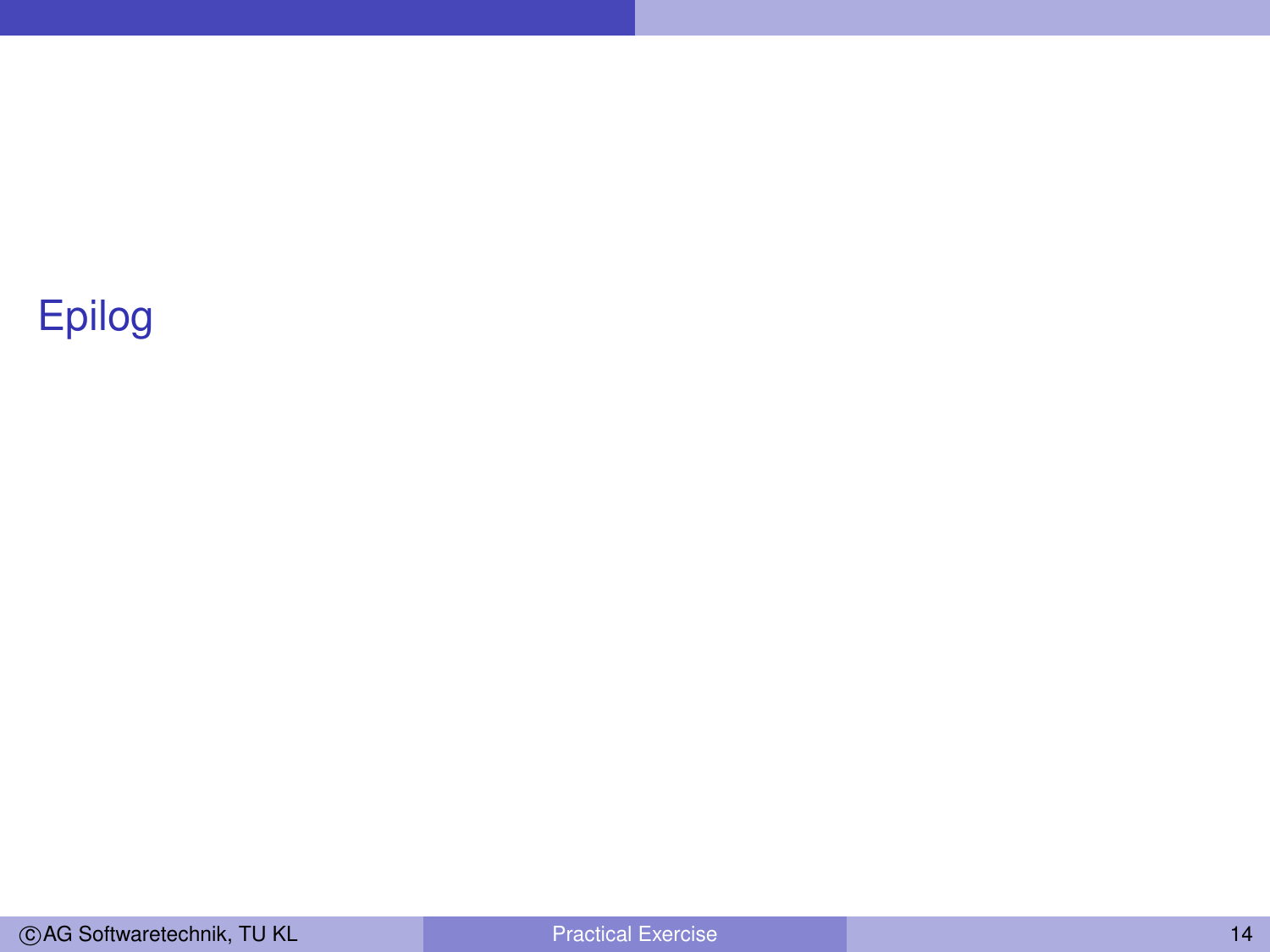# Epilog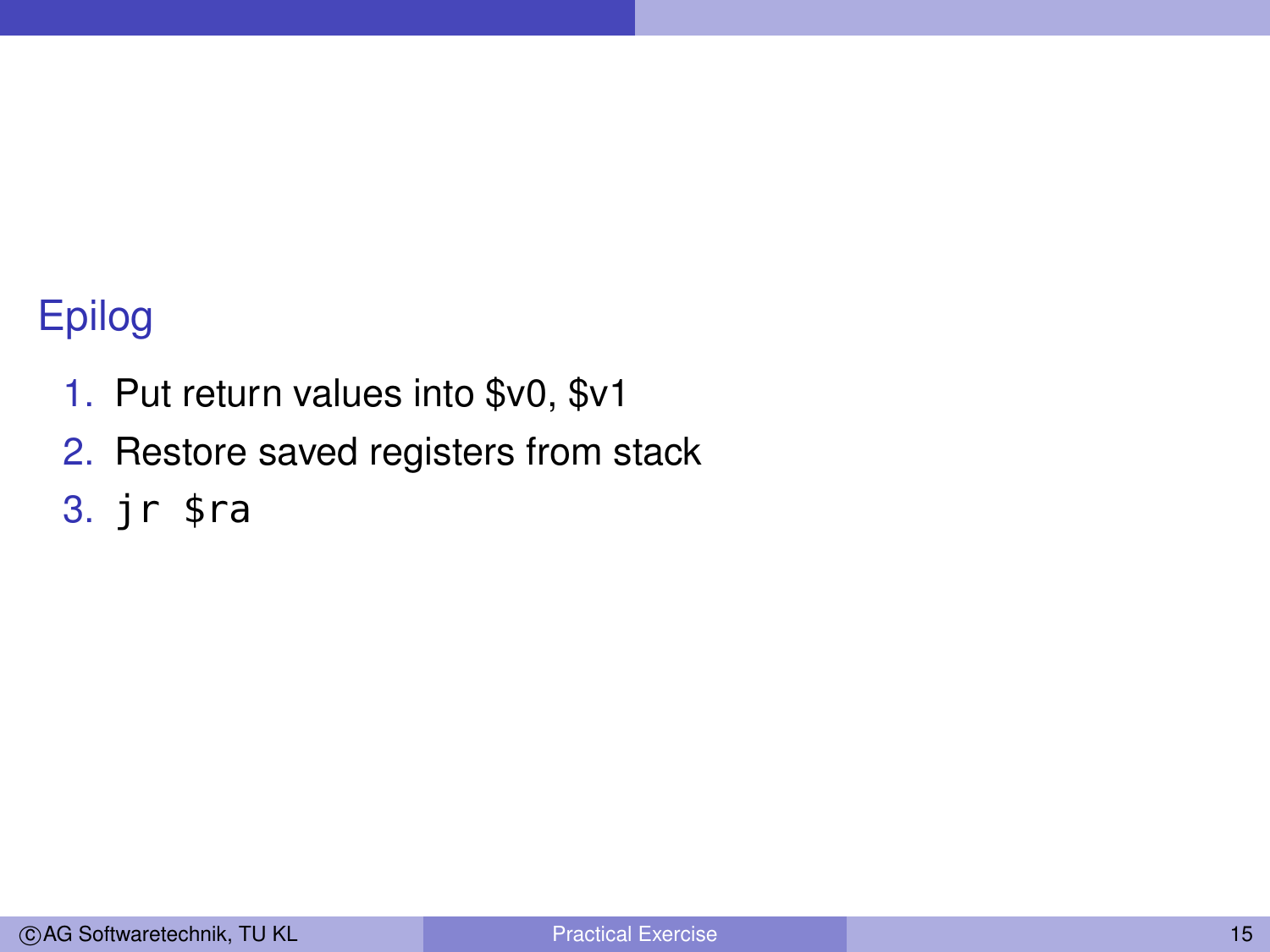## Epilog

1. Put return values into $v0, $v1
2. Restore saved registers from stack
3. `jr $ra`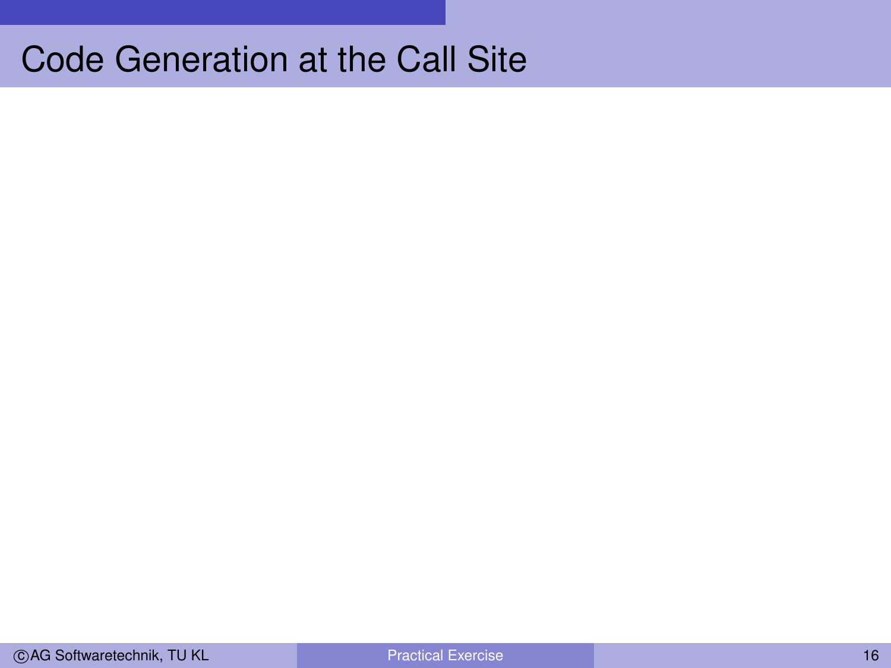# Code Generation at the Call Site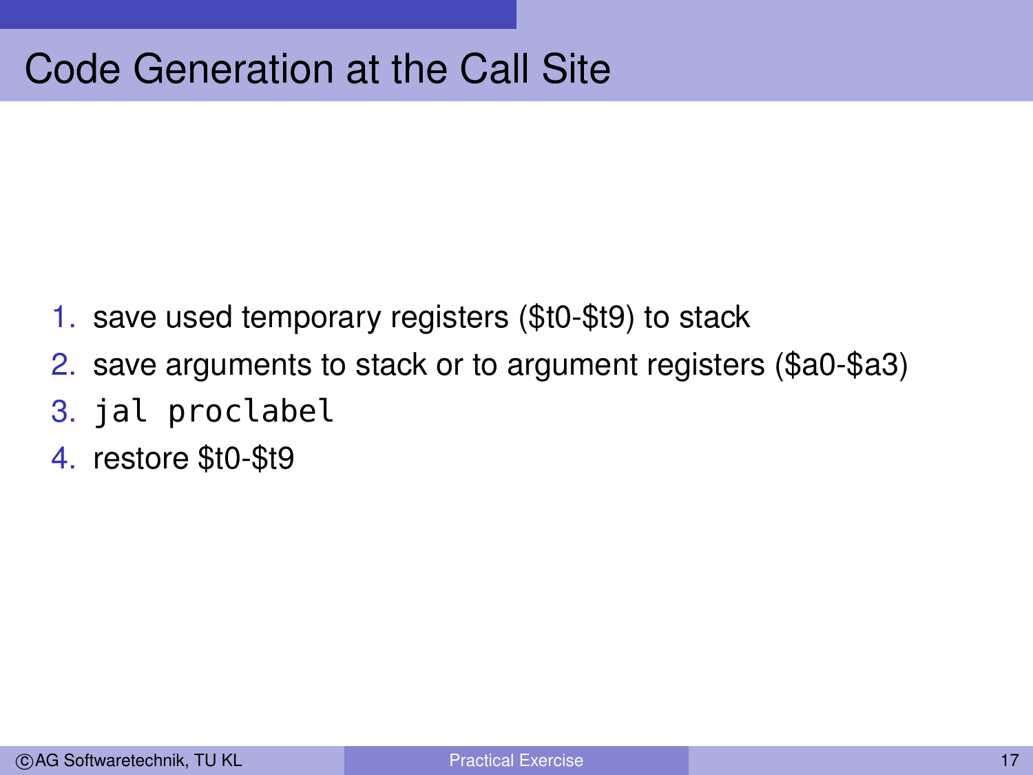# Code Generation at the Call Site

1. save used temporary registers ($t0-$t9) to stack
2. save arguments to stack or to argument registers ($a0-$a3)
3. `jal proclabel`
4. restore $t0-$t9